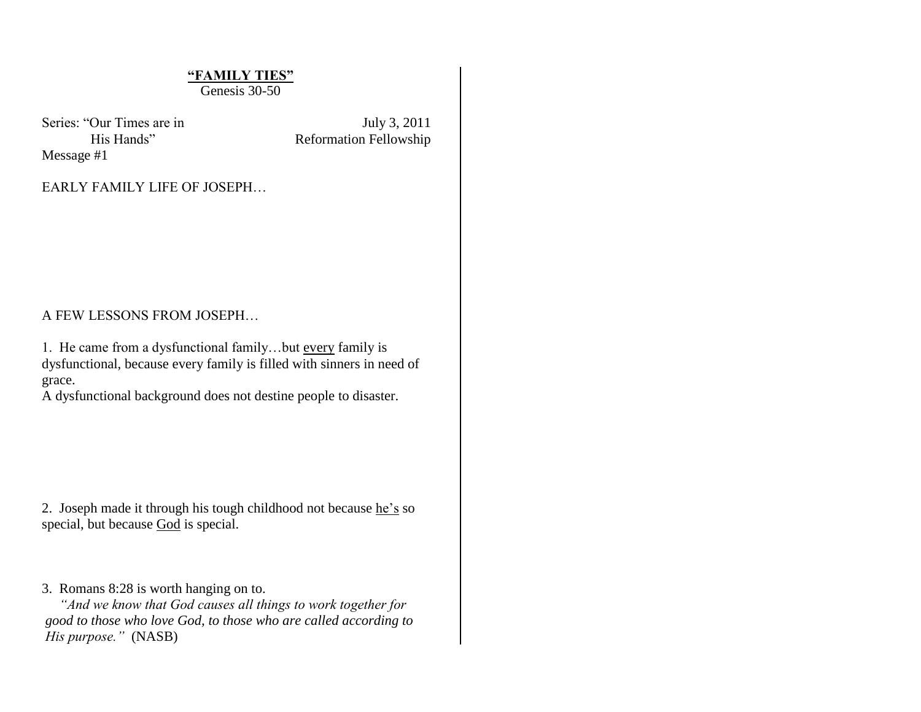# **"FAMILY TIES"**

Genesis 30-50

Series: "Our Times are in His Hands"
Message #1

July 3, 2011
Reformation Fellowship

EARLY FAMILY LIFE OF JOSEPH…

A FEW LESSONS FROM JOSEPH…

1. He came from a dysfunctional family…but <u>every</u> family is dysfunctional, because every family is filled with sinners in need of grace.
A dysfunctional background does not destine people to disaster.

2. Joseph made it through his tough childhood not because <u>he's</u> so special, but because <u>God</u> is special.

3. Romans 8:28 is worth hanging on to.
*"And we know that God causes all things to work together for good to those who love God, to those who are called according to His purpose."* (NASB)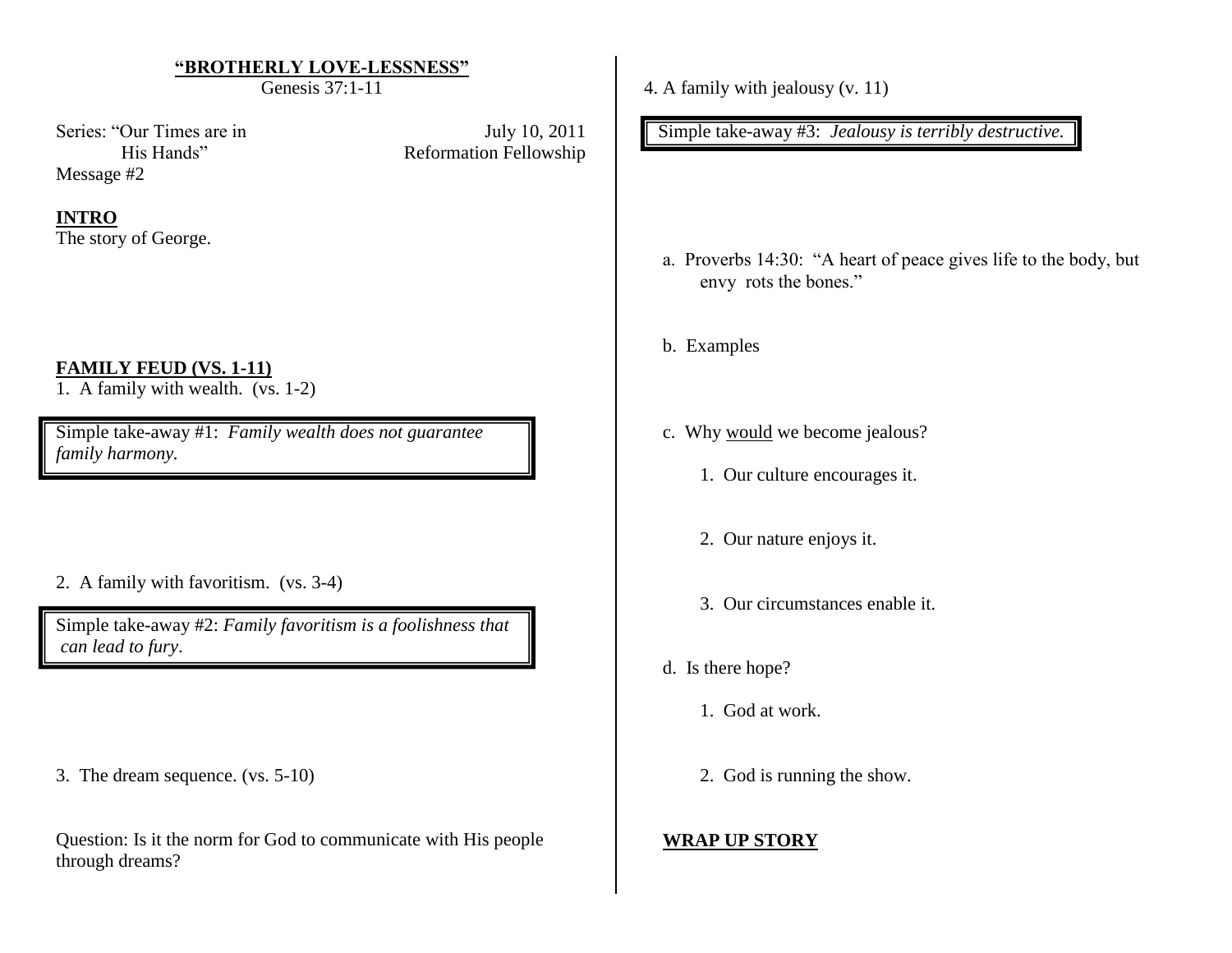# "BROTHERLY LOVE-LESSNESS"

Genesis 37:1-11

Series: "Our Times are in His Hands"
Message #2

July 10, 2011
Reformation Fellowship

## INTRO

The story of George.

## FAMILY FEUD (VS. 1-11)

1. A family with wealth. (vs. 1-2)

> Simple take-away #1: *Family wealth does not guarantee family harmony.*

2. A family with favoritism. (vs. 3-4)

> Simple take-away #2: *Family favoritism is a foolishness that can lead to fury*.

3. The dream sequence. (vs. 5-10)

Question: Is it the norm for God to communicate with His people through dreams?

4. A family with jealousy (v. 11)

> Simple take-away #3: *Jealousy is terribly destructive.*

a. Proverbs 14:30: "A heart of peace gives life to the body, but envy rots the bones."

b. Examples

c. Why <u>would</u> we become jealous?

1. Our culture encourages it.
2. Our nature enjoys it.
3. Our circumstances enable it.

d. Is there hope?

1. God at work.
2. God is running the show.

## WRAP UP STORY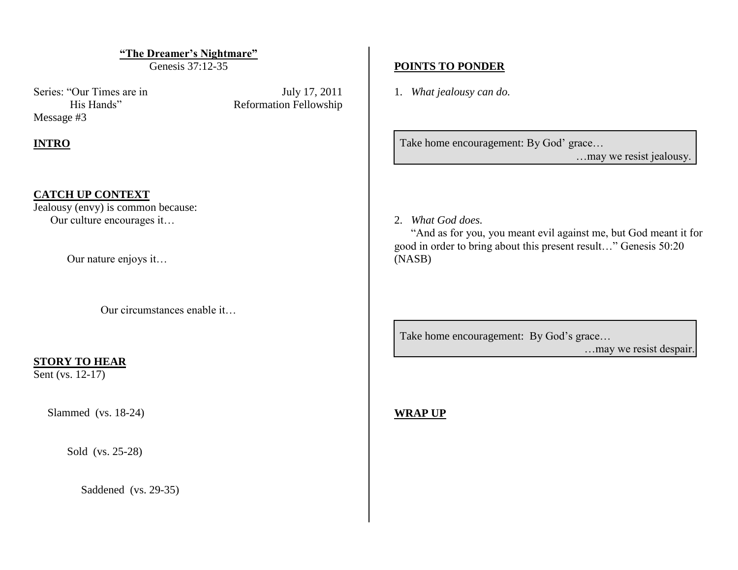**"The Dreamer's Nightmare"**
Genesis 37:12-35

Series: "Our Times are in His Hands"
Message #3

July 17, 2011
Reformation Fellowship

## INTRO

## CATCH UP CONTEXT

Jealousy (envy) is common because:

Our culture encourages it…

Our nature enjoys it…

Our circumstances enable it…

## STORY TO HEAR

Sent (vs. 12-17)

Slammed (vs. 18-24)

Sold (vs. 25-28)

Saddened (vs. 29-35)

## POINTS TO PONDER

1. *What jealousy can do.*

> Take home encouragement: By God' grace…
> …may we resist jealousy.

2. *What God does.*

"And as for you, you meant evil against me, but God meant it for good in order to bring about this present result…" Genesis 50:20 (NASB)

> Take home encouragement: By God's grace…
> …may we resist despair.

## WRAP UP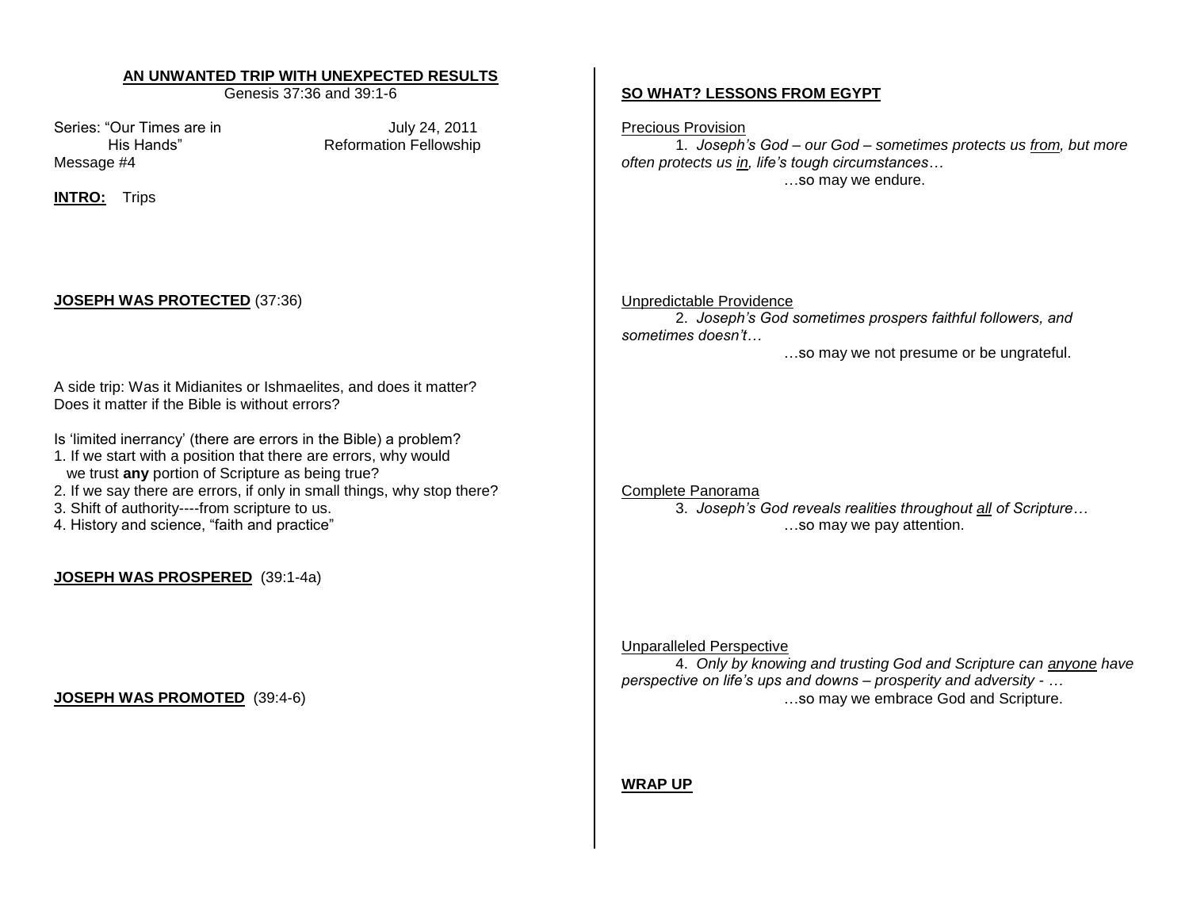## AN UNWANTED TRIP WITH UNEXPECTED RESULTS

Genesis 37:36 and 39:1-6

Series: "Our Times are in His Hands"
Message #4

July 24, 2011
Reformation Fellowship

**INTRO:** Trips

**JOSEPH WAS PROTECTED** (37:36)

A side trip: Was it Midianites or Ishmaelites, and does it matter?
Does it matter if the Bible is without errors?

Is 'limited inerrancy' (there are errors in the Bible) a problem?

1. If we start with a position that there are errors, why would we trust **any** portion of Scripture as being true?
2. If we say there are errors, if only in small things, why stop there?
3. Shift of authority----from scripture to us.
4. History and science, "faith and practice"

**JOSEPH WAS PROSPERED** (39:1-4a)

**JOSEPH WAS PROMOTED** (39:4-6)

**SO WHAT? LESSONS FROM EGYPT**

Precious Provision

1. *Joseph's God – our God – sometimes protects us from, but more often protects us in, life's tough circumstances…*

…so may we endure.

Unpredictable Providence

2. *Joseph's God sometimes prospers faithful followers, and sometimes doesn't…*

…so may we not presume or be ungrateful.

Complete Panorama

3. *Joseph's God reveals realities throughout all of Scripture…*

…so may we pay attention.

Unparalleled Perspective

4. *Only by knowing and trusting God and Scripture can anyone have perspective on life's ups and downs – prosperity and adversity - …*

…so may we embrace God and Scripture.

**WRAP UP**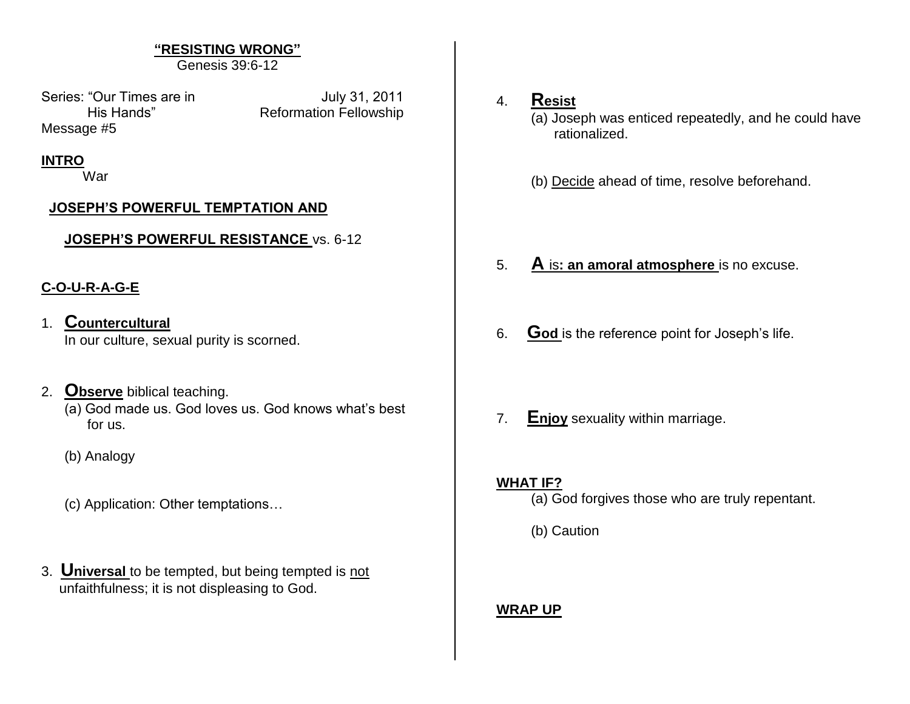## **"RESISTING WRONG"**

Genesis 39:6-12

Series: "Our Times are in His Hands"
Message #5

July 31, 2011
Reformation Fellowship

**INTRO**

War

**JOSEPH'S POWERFUL TEMPTATION AND**

**JOSEPH'S POWERFUL RESISTANCE** vs. 6-12

**C-O-U-R-A-G-E**

1. **Countercultural**
   In our culture, sexual purity is scorned.

2. **Observe** biblical teaching.
   (a) God made us. God loves us. God knows what's best for us.

   (b) Analogy

   (c) Application: Other temptations…

3. **Universal** to be tempted, but being tempted is not unfaithfulness; it is not displeasing to God.

4. **Resist**
   (a) Joseph was enticed repeatedly, and he could have rationalized.

   (b) Decide ahead of time, resolve beforehand.

5. **A** is**: an amoral atmosphere** is no excuse.

6. **God** is the reference point for Joseph's life.

7. **Enjoy** sexuality within marriage.

**WHAT IF?**

(a) God forgives those who are truly repentant.

(b) Caution

**WRAP UP**